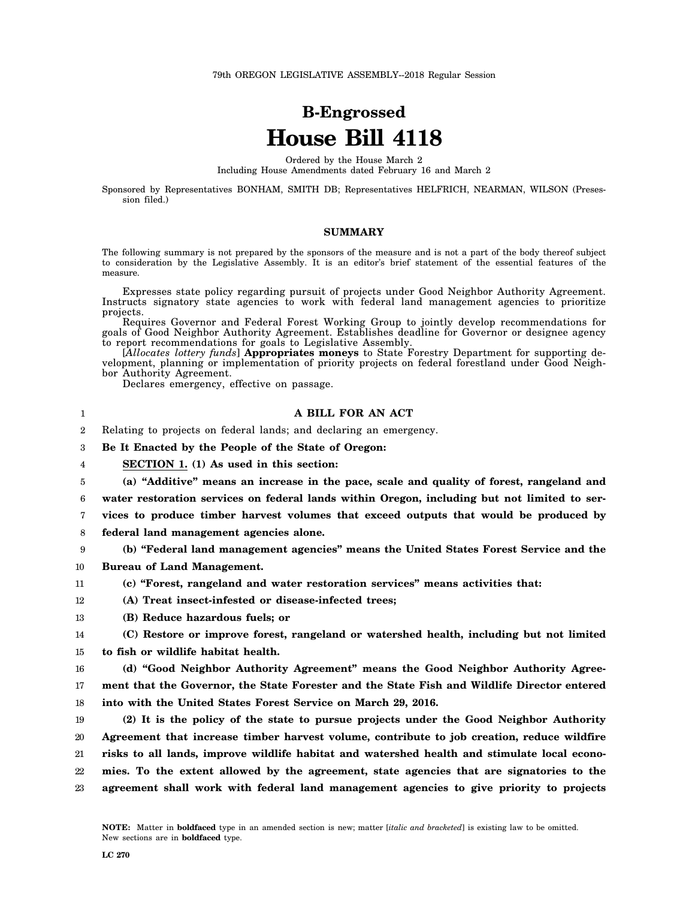79th OREGON LEGISLATIVE ASSEMBLY--2018 Regular Session

# B-Engrossed
# House Bill 4118

Ordered by the House March 2
Including House Amendments dated February 16 and March 2

Sponsored by Representatives BONHAM, SMITH DB; Representatives HELFRICH, NEARMAN, WILSON (Presession filed.)

## SUMMARY

The following summary is not prepared by the sponsors of the measure and is not a part of the body thereof subject to consideration by the Legislative Assembly. It is an editor's brief statement of the essential features of the measure.

Expresses state policy regarding pursuit of projects under Good Neighbor Authority Agreement. Instructs signatory state agencies to work with federal land management agencies to prioritize projects.

Requires Governor and Federal Forest Working Group to jointly develop recommendations for goals of Good Neighbor Authority Agreement. Establishes deadline for Governor or designee agency to report recommendations for goals to Legislative Assembly.

[*Allocates lottery funds*] **Appropriates moneys** to State Forestry Department for supporting development, planning or implementation of priority projects on federal forestland under Good Neighbor Authority Agreement.

Declares emergency, effective on passage.

**A BILL FOR AN ACT**

Relating to projects on federal lands; and declaring an emergency.

**Be It Enacted by the People of the State of Oregon:**

**SECTION 1. (1) As used in this section:**

**(a) "Additive" means an increase in the pace, scale and quality of forest, rangeland and water restoration services on federal lands within Oregon, including but not limited to services to produce timber harvest volumes that exceed outputs that would be produced by federal land management agencies alone.**

**(b) "Federal land management agencies" means the United States Forest Service and the Bureau of Land Management.**

**(c) "Forest, rangeland and water restoration services" means activities that:**

**(A) Treat insect-infested or disease-infected trees;**

**(B) Reduce hazardous fuels; or**

**(C) Restore or improve forest, rangeland or watershed health, including but not limited to fish or wildlife habitat health.**

**(d) "Good Neighbor Authority Agreement" means the Good Neighbor Authority Agreement that the Governor, the State Forester and the State Fish and Wildlife Director entered into with the United States Forest Service on March 29, 2016.**

**(2) It is the policy of the state to pursue projects under the Good Neighbor Authority Agreement that increase timber harvest volume, contribute to job creation, reduce wildfire risks to all lands, improve wildlife habitat and watershed health and stimulate local economies. To the extent allowed by the agreement, state agencies that are signatories to the agreement shall work with federal land management agencies to give priority to projects**

**NOTE:** Matter in **boldfaced** type in an amended section is new; matter [*italic and bracketed*] is existing law to be omitted. New sections are in **boldfaced** type.

LC 270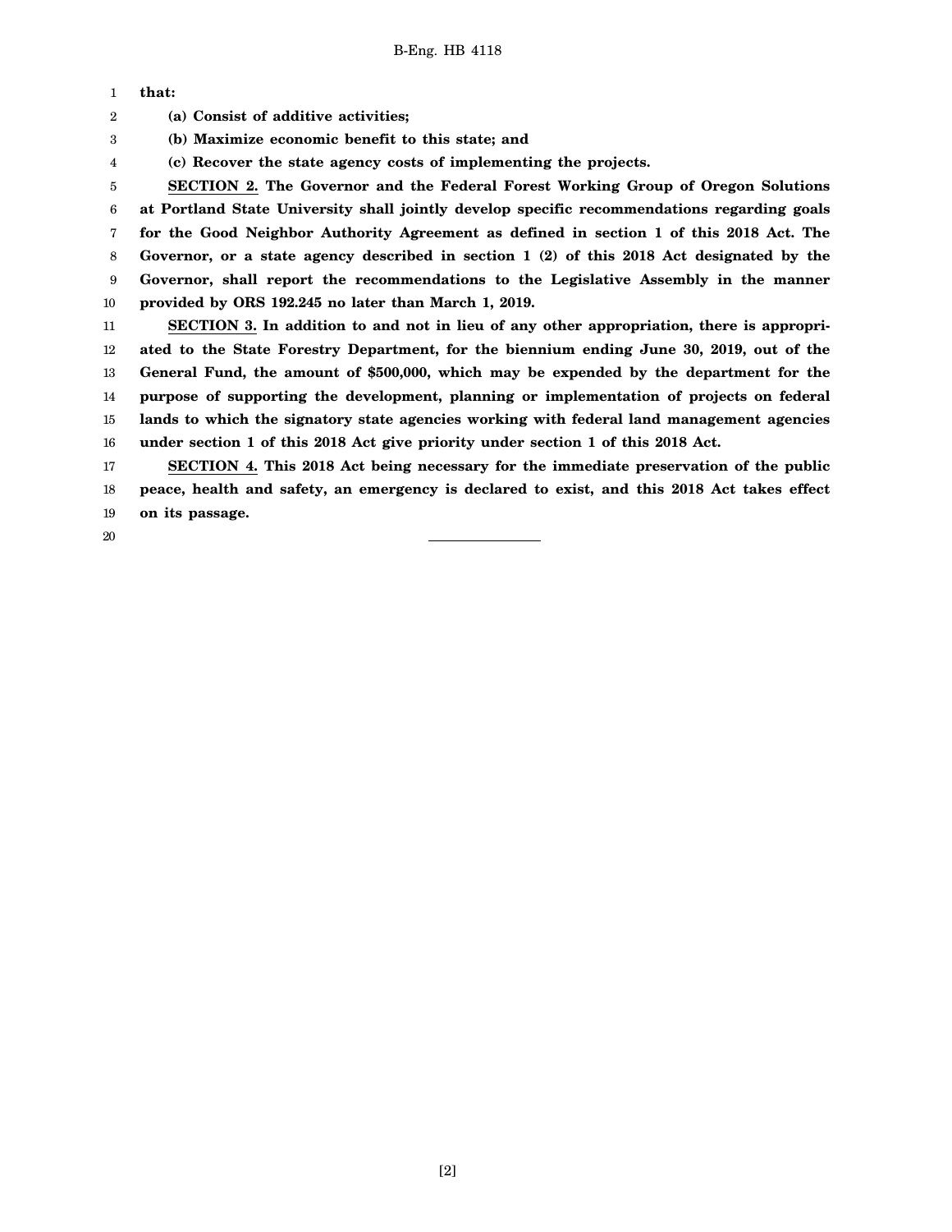**that:**

**(a) Consist of additive activities;**

**(b) Maximize economic benefit to this state; and**

**(c) Recover the state agency costs of implementing the projects.**

**SECTION 2. The Governor and the Federal Forest Working Group of Oregon Solutions at Portland State University shall jointly develop specific recommendations regarding goals for the Good Neighbor Authority Agreement as defined in section 1 of this 2018 Act. The Governor, or a state agency described in section 1 (2) of this 2018 Act designated by the Governor, shall report the recommendations to the Legislative Assembly in the manner provided by ORS 192.245 no later than March 1, 2019.**

**SECTION 3. In addition to and not in lieu of any other appropriation, there is appropriated to the State Forestry Department, for the biennium ending June 30, 2019, out of the General Fund, the amount of $500,000, which may be expended by the department for the purpose of supporting the development, planning or implementation of projects on federal lands to which the signatory state agencies working with federal land management agencies under section 1 of this 2018 Act give priority under section 1 of this 2018 Act.**

**SECTION 4. This 2018 Act being necessary for the immediate preservation of the public peace, health and safety, an emergency is declared to exist, and this 2018 Act takes effect on its passage.**